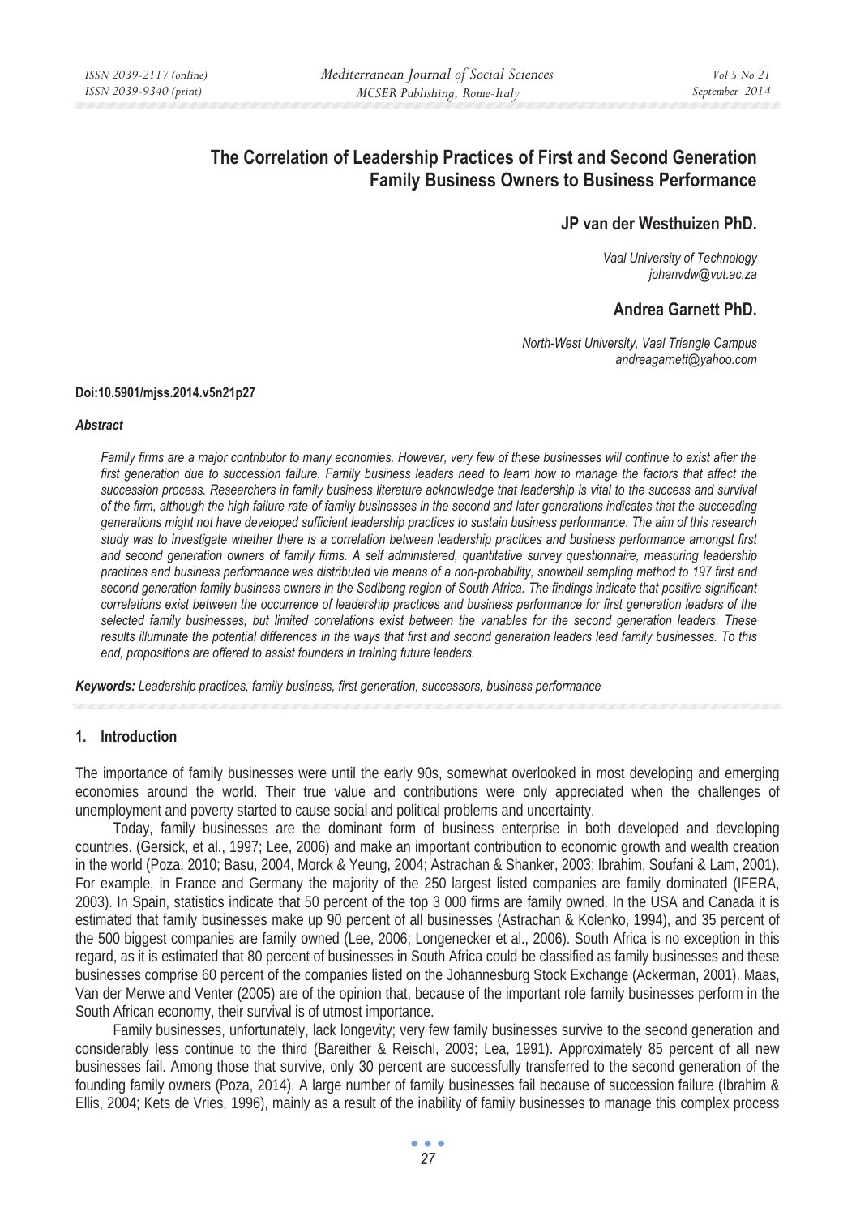# The Correlation of Leadership Practices of First and Second Generation Family Business Owners to Business Performance

**JP van der Westhuizen PhD.**

*Vaal University of Technology*
*johanvdw@vut.ac.za*

**Andrea Garnett PhD.**

*North-West University, Vaal Triangle Campus*
*andreagarnett@yahoo.com*

**Doi:10.5901/mjss.2014.v5n21p27**

***Abstract***

*Family firms are a major contributor to many economies. However, very few of these businesses will continue to exist after the first generation due to succession failure. Family business leaders need to learn how to manage the factors that affect the succession process. Researchers in family business literature acknowledge that leadership is vital to the success and survival of the firm, although the high failure rate of family businesses in the second and later generations indicates that the succeeding generations might not have developed sufficient leadership practices to sustain business performance. The aim of this research study was to investigate whether there is a correlation between leadership practices and business performance amongst first and second generation owners of family firms. A self administered, quantitative survey questionnaire, measuring leadership practices and business performance was distributed via means of a non-probability, snowball sampling method to 197 first and second generation family business owners in the Sedibeng region of South Africa. The findings indicate that positive significant correlations exist between the occurrence of leadership practices and business performance for first generation leaders of the selected family businesses, but limited correlations exist between the variables for the second generation leaders. These results illuminate the potential differences in the ways that first and second generation leaders lead family businesses. To this end, propositions are offered to assist founders in training future leaders.*

***Keywords:*** *Leadership practices, family business, first generation, successors, business performance*

## 1. Introduction

The importance of family businesses were until the early 90s, somewhat overlooked in most developing and emerging economies around the world. Their true value and contributions were only appreciated when the challenges of unemployment and poverty started to cause social and political problems and uncertainty.

Today, family businesses are the dominant form of business enterprise in both developed and developing countries. (Gersick, et al., 1997; Lee, 2006) and make an important contribution to economic growth and wealth creation in the world (Poza, 2010; Basu, 2004, Morck & Yeung, 2004; Astrachan & Shanker, 2003; Ibrahim, Soufani & Lam, 2001). For example, in France and Germany the majority of the 250 largest listed companies are family dominated (IFERA, 2003). In Spain, statistics indicate that 50 percent of the top 3 000 firms are family owned. In the USA and Canada it is estimated that family businesses make up 90 percent of all businesses (Astrachan & Kolenko, 1994), and 35 percent of the 500 biggest companies are family owned (Lee, 2006; Longenecker et al., 2006). South Africa is no exception in this regard, as it is estimated that 80 percent of businesses in South Africa could be classified as family businesses and these businesses comprise 60 percent of the companies listed on the Johannesburg Stock Exchange (Ackerman, 2001). Maas, Van der Merwe and Venter (2005) are of the opinion that, because of the important role family businesses perform in the South African economy, their survival is of utmost importance.

Family businesses, unfortunately, lack longevity; very few family businesses survive to the second generation and considerably less continue to the third (Bareither & Reischl, 2003; Lea, 1991). Approximately 85 percent of all new businesses fail. Among those that survive, only 30 percent are successfully transferred to the second generation of the founding family owners (Poza, 2014). A large number of family businesses fail because of succession failure (Ibrahim & Ellis, 2004; Kets de Vries, 1996), mainly as a result of the inability of family businesses to manage this complex process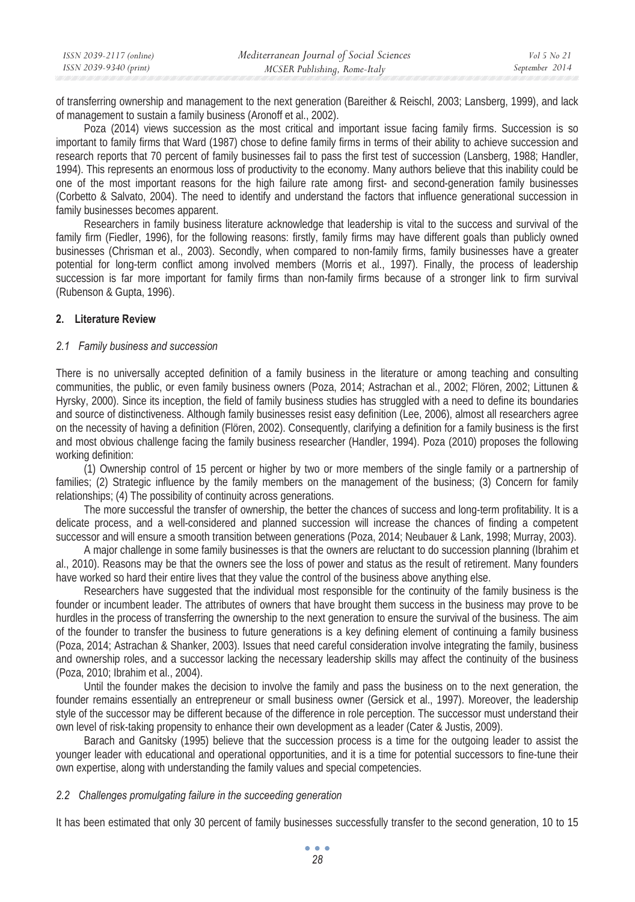of transferring ownership and management to the next generation (Bareither & Reischl, 2003; Lansberg, 1999), and lack of management to sustain a family business (Aronoff et al., 2002).

Poza (2014) views succession as the most critical and important issue facing family firms. Succession is so important to family firms that Ward (1987) chose to define family firms in terms of their ability to achieve succession and research reports that 70 percent of family businesses fail to pass the first test of succession (Lansberg, 1988; Handler, 1994). This represents an enormous loss of productivity to the economy. Many authors believe that this inability could be one of the most important reasons for the high failure rate among first- and second-generation family businesses (Corbetto & Salvato, 2004). The need to identify and understand the factors that influence generational succession in family businesses becomes apparent.

Researchers in family business literature acknowledge that leadership is vital to the success and survival of the family firm (Fiedler, 1996), for the following reasons: firstly, family firms may have different goals than publicly owned businesses (Chrisman et al., 2003). Secondly, when compared to non-family firms, family businesses have a greater potential for long-term conflict among involved members (Morris et al., 1997). Finally, the process of leadership succession is far more important for family firms than non-family firms because of a stronger link to firm survival (Rubenson & Gupta, 1996).

## 2. Literature Review

### *2.1 Family business and succession*

There is no universally accepted definition of a family business in the literature or among teaching and consulting communities, the public, or even family business owners (Poza, 2014; Astrachan et al., 2002; Flören, 2002; Littunen & Hyrsky, 2000). Since its inception, the field of family business studies has struggled with a need to define its boundaries and source of distinctiveness. Although family businesses resist easy definition (Lee, 2006), almost all researchers agree on the necessity of having a definition (Flören, 2002). Consequently, clarifying a definition for a family business is the first and most obvious challenge facing the family business researcher (Handler, 1994). Poza (2010) proposes the following working definition:

(1) Ownership control of 15 percent or higher by two or more members of the single family or a partnership of families; (2) Strategic influence by the family members on the management of the business; (3) Concern for family relationships; (4) The possibility of continuity across generations.

The more successful the transfer of ownership, the better the chances of success and long-term profitability. It is a delicate process, and a well-considered and planned succession will increase the chances of finding a competent successor and will ensure a smooth transition between generations (Poza, 2014; Neubauer & Lank, 1998; Murray, 2003).

A major challenge in some family businesses is that the owners are reluctant to do succession planning (Ibrahim et al., 2010). Reasons may be that the owners see the loss of power and status as the result of retirement. Many founders have worked so hard their entire lives that they value the control of the business above anything else.

Researchers have suggested that the individual most responsible for the continuity of the family business is the founder or incumbent leader. The attributes of owners that have brought them success in the business may prove to be hurdles in the process of transferring the ownership to the next generation to ensure the survival of the business. The aim of the founder to transfer the business to future generations is a key defining element of continuing a family business (Poza, 2014; Astrachan & Shanker, 2003). Issues that need careful consideration involve integrating the family, business and ownership roles, and a successor lacking the necessary leadership skills may affect the continuity of the business (Poza, 2010; Ibrahim et al., 2004).

Until the founder makes the decision to involve the family and pass the business on to the next generation, the founder remains essentially an entrepreneur or small business owner (Gersick et al., 1997). Moreover, the leadership style of the successor may be different because of the difference in role perception. The successor must understand their own level of risk-taking propensity to enhance their own development as a leader (Cater & Justis, 2009).

Barach and Ganitsky (1995) believe that the succession process is a time for the outgoing leader to assist the younger leader with educational and operational opportunities, and it is a time for potential successors to fine-tune their own expertise, along with understanding the family values and special competencies.

### *2.2 Challenges promulgating failure in the succeeding generation*

It has been estimated that only 30 percent of family businesses successfully transfer to the second generation, 10 to 15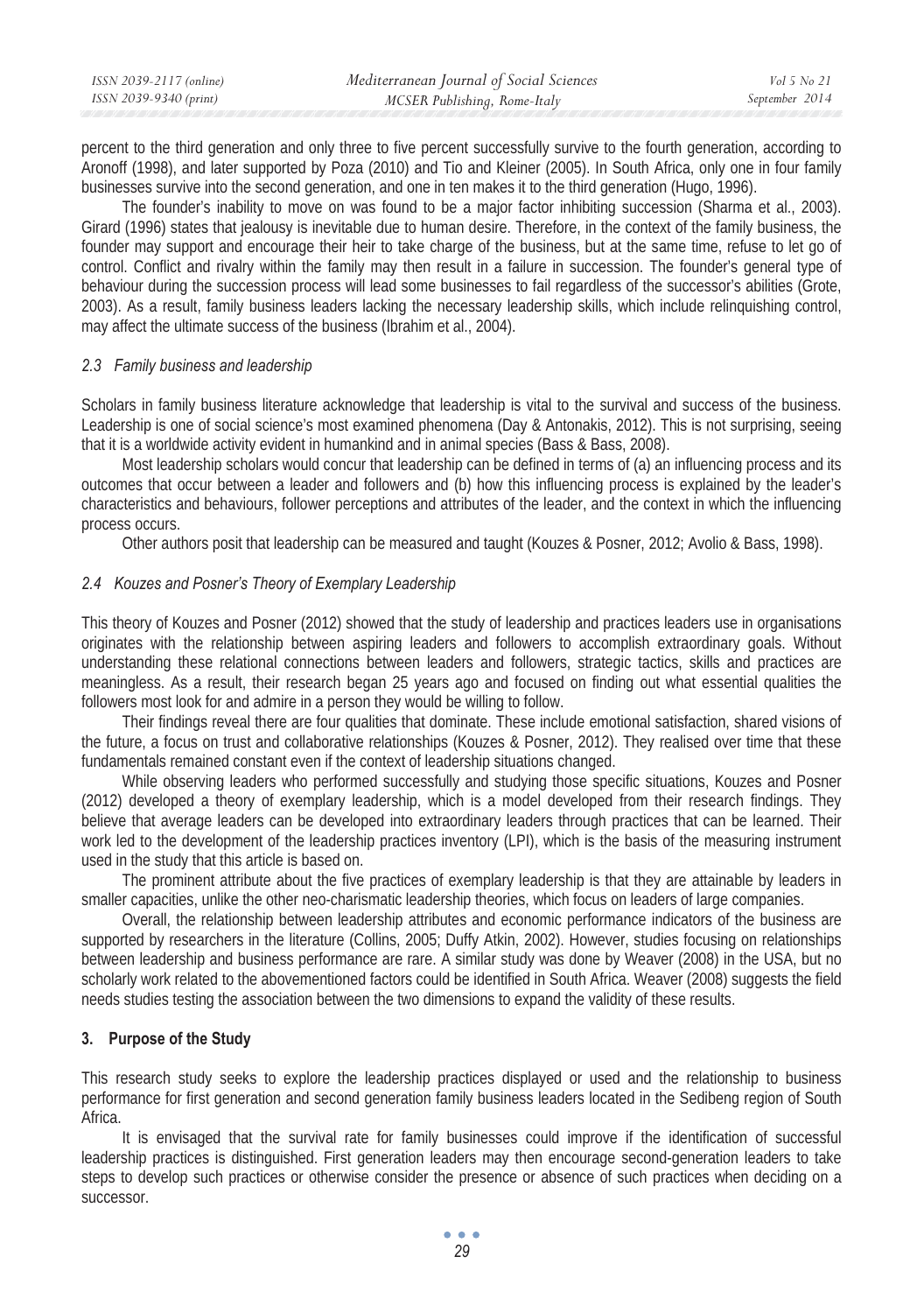percent to the third generation and only three to five percent successfully survive to the fourth generation, according to Aronoff (1998), and later supported by Poza (2010) and Tio and Kleiner (2005). In South Africa, only one in four family businesses survive into the second generation, and one in ten makes it to the third generation (Hugo, 1996).

The founder's inability to move on was found to be a major factor inhibiting succession (Sharma et al., 2003). Girard (1996) states that jealousy is inevitable due to human desire. Therefore, in the context of the family business, the founder may support and encourage their heir to take charge of the business, but at the same time, refuse to let go of control. Conflict and rivalry within the family may then result in a failure in succession. The founder's general type of behaviour during the succession process will lead some businesses to fail regardless of the successor's abilities (Grote, 2003). As a result, family business leaders lacking the necessary leadership skills, which include relinquishing control, may affect the ultimate success of the business (Ibrahim et al., 2004).

### *2.3 Family business and leadership*

Scholars in family business literature acknowledge that leadership is vital to the survival and success of the business. Leadership is one of social science's most examined phenomena (Day & Antonakis, 2012). This is not surprising, seeing that it is a worldwide activity evident in humankind and in animal species (Bass & Bass, 2008).

Most leadership scholars would concur that leadership can be defined in terms of (a) an influencing process and its outcomes that occur between a leader and followers and (b) how this influencing process is explained by the leader's characteristics and behaviours, follower perceptions and attributes of the leader, and the context in which the influencing process occurs.

Other authors posit that leadership can be measured and taught (Kouzes & Posner, 2012; Avolio & Bass, 1998).

### *2.4 Kouzes and Posner's Theory of Exemplary Leadership*

This theory of Kouzes and Posner (2012) showed that the study of leadership and practices leaders use in organisations originates with the relationship between aspiring leaders and followers to accomplish extraordinary goals. Without understanding these relational connections between leaders and followers, strategic tactics, skills and practices are meaningless. As a result, their research began 25 years ago and focused on finding out what essential qualities the followers most look for and admire in a person they would be willing to follow.

Their findings reveal there are four qualities that dominate. These include emotional satisfaction, shared visions of the future, a focus on trust and collaborative relationships (Kouzes & Posner, 2012). They realised over time that these fundamentals remained constant even if the context of leadership situations changed.

While observing leaders who performed successfully and studying those specific situations, Kouzes and Posner (2012) developed a theory of exemplary leadership, which is a model developed from their research findings. They believe that average leaders can be developed into extraordinary leaders through practices that can be learned. Their work led to the development of the leadership practices inventory (LPI), which is the basis of the measuring instrument used in the study that this article is based on.

The prominent attribute about the five practices of exemplary leadership is that they are attainable by leaders in smaller capacities, unlike the other neo-charismatic leadership theories, which focus on leaders of large companies.

Overall, the relationship between leadership attributes and economic performance indicators of the business are supported by researchers in the literature (Collins, 2005; Duffy Atkin, 2002). However, studies focusing on relationships between leadership and business performance are rare. A similar study was done by Weaver (2008) in the USA, but no scholarly work related to the abovementioned factors could be identified in South Africa. Weaver (2008) suggests the field needs studies testing the association between the two dimensions to expand the validity of these results.

## 3. Purpose of the Study

This research study seeks to explore the leadership practices displayed or used and the relationship to business performance for first generation and second generation family business leaders located in the Sedibeng region of South Africa.

It is envisaged that the survival rate for family businesses could improve if the identification of successful leadership practices is distinguished. First generation leaders may then encourage second-generation leaders to take steps to develop such practices or otherwise consider the presence or absence of such practices when deciding on a successor.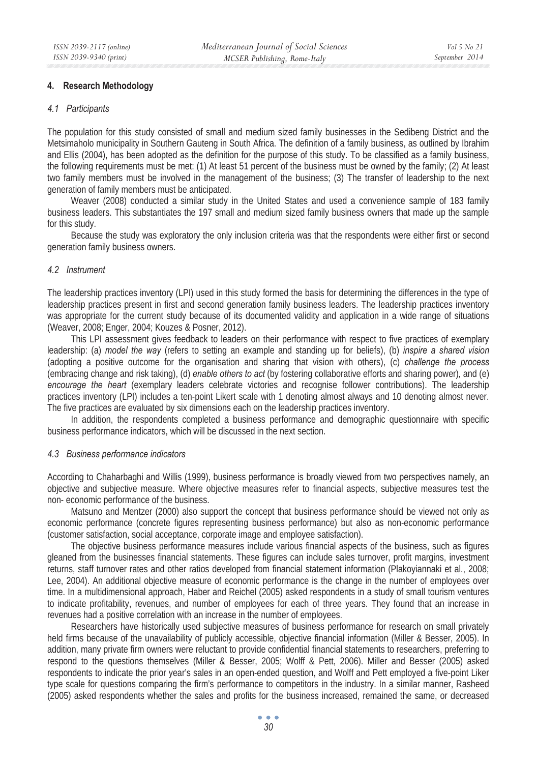## 4. Research Methodology

### 4.1 Participants

The population for this study consisted of small and medium sized family businesses in the Sedibeng District and the Metsimaholo municipality in Southern Gauteng in South Africa. The definition of a family business, as outlined by Ibrahim and Ellis (2004), has been adopted as the definition for the purpose of this study. To be classified as a family business, the following requirements must be met: (1) At least 51 percent of the business must be owned by the family; (2) At least two family members must be involved in the management of the business; (3) The transfer of leadership to the next generation of family members must be anticipated.

Weaver (2008) conducted a similar study in the United States and used a convenience sample of 183 family business leaders. This substantiates the 197 small and medium sized family business owners that made up the sample for this study.

Because the study was exploratory the only inclusion criteria was that the respondents were either first or second generation family business owners.

### 4.2 Instrument

The leadership practices inventory (LPI) used in this study formed the basis for determining the differences in the type of leadership practices present in first and second generation family business leaders. The leadership practices inventory was appropriate for the current study because of its documented validity and application in a wide range of situations (Weaver, 2008; Enger, 2004; Kouzes & Posner, 2012).

This LPI assessment gives feedback to leaders on their performance with respect to five practices of exemplary leadership: (a) *model the way* (refers to setting an example and standing up for beliefs), (b) *inspire a shared vision* (adopting a positive outcome for the organisation and sharing that vision with others), (c) *challenge the process* (embracing change and risk taking), (d) *enable others to act* (by fostering collaborative efforts and sharing power), and (e) *encourage the heart* (exemplary leaders celebrate victories and recognise follower contributions). The leadership practices inventory (LPI) includes a ten-point Likert scale with 1 denoting almost always and 10 denoting almost never. The five practices are evaluated by six dimensions each on the leadership practices inventory.

In addition, the respondents completed a business performance and demographic questionnaire with specific business performance indicators, which will be discussed in the next section.

### 4.3 Business performance indicators

According to Chaharbaghi and Willis (1999), business performance is broadly viewed from two perspectives namely, an objective and subjective measure. Where objective measures refer to financial aspects, subjective measures test the non- economic performance of the business.

Matsuno and Mentzer (2000) also support the concept that business performance should be viewed not only as economic performance (concrete figures representing business performance) but also as non-economic performance (customer satisfaction, social acceptance, corporate image and employee satisfaction).

The objective business performance measures include various financial aspects of the business, such as figures gleaned from the businesses financial statements. These figures can include sales turnover, profit margins, investment returns, staff turnover rates and other ratios developed from financial statement information (Plakoyiannaki et al., 2008; Lee, 2004). An additional objective measure of economic performance is the change in the number of employees over time. In a multidimensional approach, Haber and Reichel (2005) asked respondents in a study of small tourism ventures to indicate profitability, revenues, and number of employees for each of three years. They found that an increase in revenues had a positive correlation with an increase in the number of employees.

Researchers have historically used subjective measures of business performance for research on small privately held firms because of the unavailability of publicly accessible, objective financial information (Miller & Besser, 2005). In addition, many private firm owners were reluctant to provide confidential financial statements to researchers, preferring to respond to the questions themselves (Miller & Besser, 2005; Wolff & Pett, 2006). Miller and Besser (2005) asked respondents to indicate the prior year's sales in an open-ended question, and Wolff and Pett employed a five-point Liker type scale for questions comparing the firm's performance to competitors in the industry. In a similar manner, Rasheed (2005) asked respondents whether the sales and profits for the business increased, remained the same, or decreased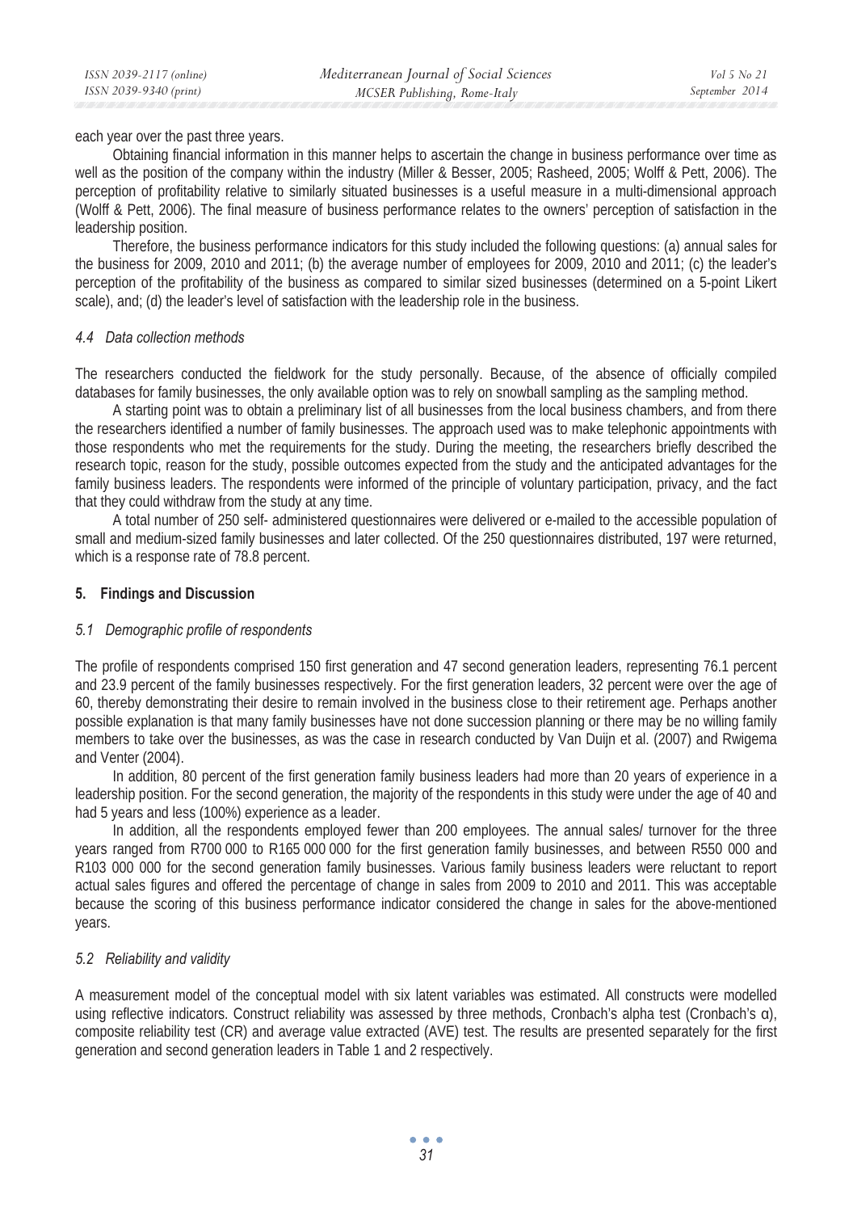each year over the past three years.

Obtaining financial information in this manner helps to ascertain the change in business performance over time as well as the position of the company within the industry (Miller & Besser, 2005; Rasheed, 2005; Wolff & Pett, 2006). The perception of profitability relative to similarly situated businesses is a useful measure in a multi-dimensional approach (Wolff & Pett, 2006). The final measure of business performance relates to the owners' perception of satisfaction in the leadership position.

Therefore, the business performance indicators for this study included the following questions: (a) annual sales for the business for 2009, 2010 and 2011; (b) the average number of employees for 2009, 2010 and 2011; (c) the leader's perception of the profitability of the business as compared to similar sized businesses (determined on a 5-point Likert scale), and; (d) the leader's level of satisfaction with the leadership role in the business.

### *4.4 Data collection methods*

The researchers conducted the fieldwork for the study personally. Because, of the absence of officially compiled databases for family businesses, the only available option was to rely on snowball sampling as the sampling method.

A starting point was to obtain a preliminary list of all businesses from the local business chambers, and from there the researchers identified a number of family businesses. The approach used was to make telephonic appointments with those respondents who met the requirements for the study. During the meeting, the researchers briefly described the research topic, reason for the study, possible outcomes expected from the study and the anticipated advantages for the family business leaders. The respondents were informed of the principle of voluntary participation, privacy, and the fact that they could withdraw from the study at any time.

A total number of 250 self- administered questionnaires were delivered or e-mailed to the accessible population of small and medium-sized family businesses and later collected. Of the 250 questionnaires distributed, 197 were returned, which is a response rate of 78.8 percent.

## 5. Findings and Discussion

### *5.1 Demographic profile of respondents*

The profile of respondents comprised 150 first generation and 47 second generation leaders, representing 76.1 percent and 23.9 percent of the family businesses respectively. For the first generation leaders, 32 percent were over the age of 60, thereby demonstrating their desire to remain involved in the business close to their retirement age. Perhaps another possible explanation is that many family businesses have not done succession planning or there may be no willing family members to take over the businesses, as was the case in research conducted by Van Duijn et al. (2007) and Rwigema and Venter (2004).

In addition, 80 percent of the first generation family business leaders had more than 20 years of experience in a leadership position. For the second generation, the majority of the respondents in this study were under the age of 40 and had 5 years and less (100%) experience as a leader.

In addition, all the respondents employed fewer than 200 employees. The annual sales/ turnover for the three years ranged from R700 000 to R165 000 000 for the first generation family businesses, and between R550 000 and R103 000 000 for the second generation family businesses. Various family business leaders were reluctant to report actual sales figures and offered the percentage of change in sales from 2009 to 2010 and 2011. This was acceptable because the scoring of this business performance indicator considered the change in sales for the above-mentioned years.

### *5.2 Reliability and validity*

A measurement model of the conceptual model with six latent variables was estimated. All constructs were modelled using reflective indicators. Construct reliability was assessed by three methods, Cronbach's alpha test (Cronbach's α), composite reliability test (CR) and average value extracted (AVE) test. The results are presented separately for the first generation and second generation leaders in Table 1 and 2 respectively.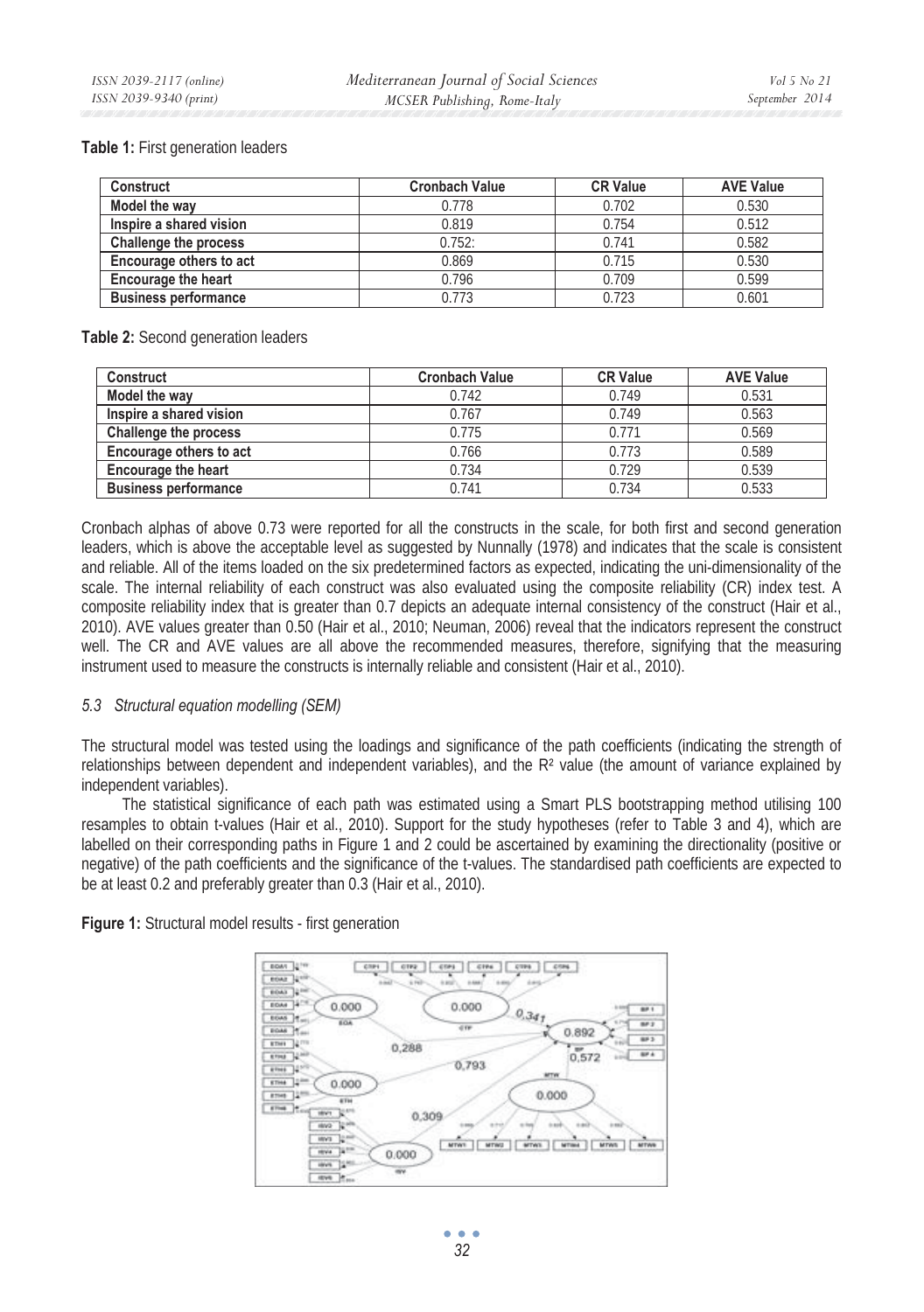**Table 1:** First generation leaders

| Construct | Cronbach Value | CR Value | AVE Value |
|---|---|---|---|
| Model the way | 0.778 | 0.702 | 0.530 |
| Inspire a shared vision | 0.819 | 0.754 | 0.512 |
| Challenge the process | 0.752: | 0.741 | 0.582 |
| Encourage others to act | 0.869 | 0.715 | 0.530 |
| Encourage the heart | 0.796 | 0.709 | 0.599 |
| Business performance | 0.773 | 0.723 | 0.601 |

**Table 2:** Second generation leaders

| Construct | Cronbach Value | CR Value | AVE Value |
|---|---|---|---|
| Model the way | 0.742 | 0.749 | 0.531 |
| Inspire a shared vision | 0.767 | 0.749 | 0.563 |
| Challenge the process | 0.775 | 0.771 | 0.569 |
| Encourage others to act | 0.766 | 0.773 | 0.589 |
| Encourage the heart | 0.734 | 0.729 | 0.539 |
| Business performance | 0.741 | 0.734 | 0.533 |

Cronbach alphas of above 0.73 were reported for all the constructs in the scale, for both first and second generation leaders, which is above the acceptable level as suggested by Nunnally (1978) and indicates that the scale is consistent and reliable. All of the items loaded on the six predetermined factors as expected, indicating the uni-dimensionality of the scale. The internal reliability of each construct was also evaluated using the composite reliability (CR) index test. A composite reliability index that is greater than 0.7 depicts an adequate internal consistency of the construct (Hair et al., 2010). AVE values greater than 0.50 (Hair et al., 2010; Neuman, 2006) reveal that the indicators represent the construct well. The CR and AVE values are all above the recommended measures, therefore, signifying that the measuring instrument used to measure the constructs is internally reliable and consistent (Hair et al., 2010).

### *5.3 Structural equation modelling (SEM)*

The structural model was tested using the loadings and significance of the path coefficients (indicating the strength of relationships between dependent and independent variables), and the $R^2$ value (the amount of variance explained by independent variables).

The statistical significance of each path was estimated using a Smart PLS bootstrapping method utilising 100 resamples to obtain t-values (Hair et al., 2010). Support for the study hypotheses (refer to Table 3 and 4), which are labelled on their corresponding paths in Figure 1 and 2 could be ascertained by examining the directionality (positive or negative) of the path coefficients and the significance of the t-values. The standardised path coefficients are expected to be at least 0.2 and preferably greater than 0.3 (Hair et al., 2010).

**Figure 1:** Structural model results - first generation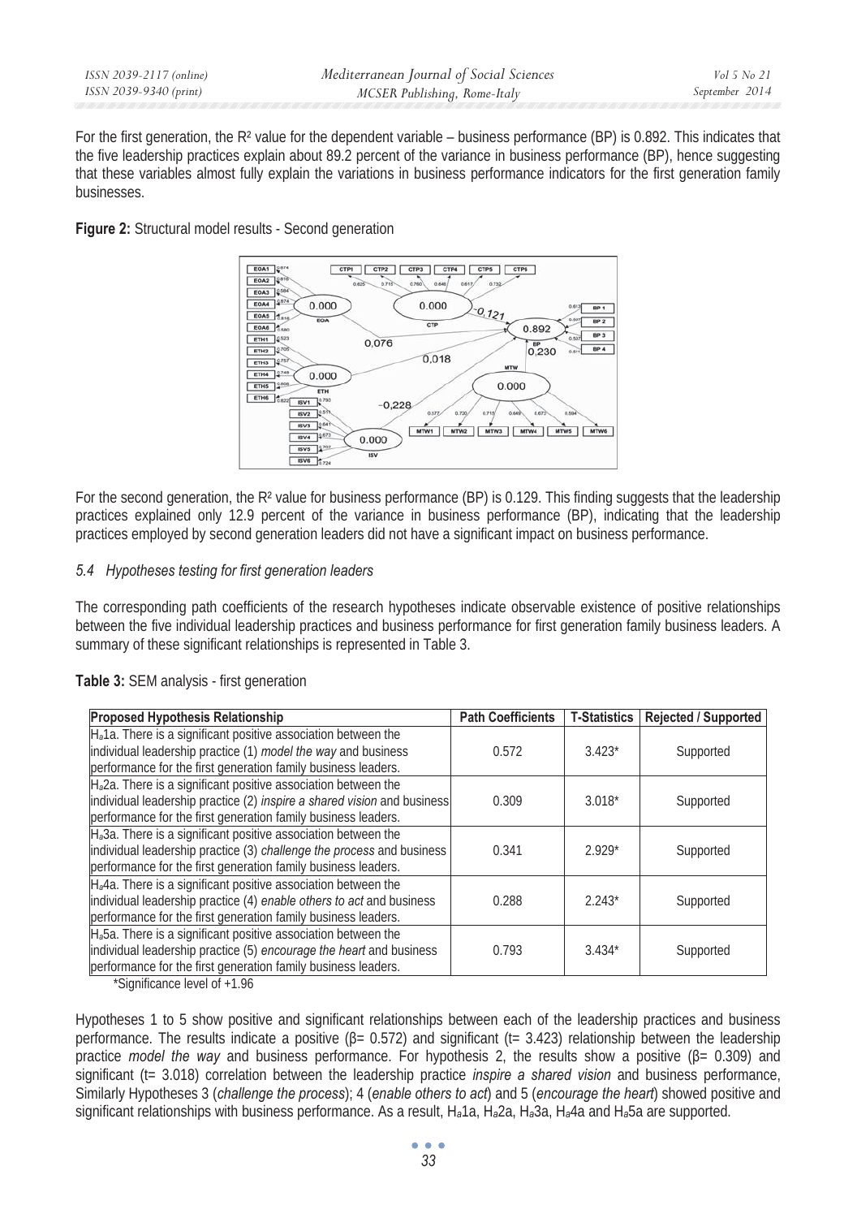For the first generation, the $R^2$ value for the dependent variable – business performance (BP) is 0.892. This indicates that the five leadership practices explain about 89.2 percent of the variance in business performance (BP), hence suggesting that these variables almost fully explain the variations in business performance indicators for the first generation family businesses.

**Figure 2:** Structural model results - Second generation

For the second generation, the $R^2$ value for business performance (BP) is 0.129. This finding suggests that the leadership practices explained only 12.9 percent of the variance in business performance (BP), indicating that the leadership practices employed by second generation leaders did not have a significant impact on business performance.

### *5.4 Hypotheses testing for first generation leaders*

The corresponding path coefficients of the research hypotheses indicate observable existence of positive relationships between the five individual leadership practices and business performance for first generation family business leaders. A summary of these significant relationships is represented in Table 3.

**Table 3:** SEM analysis - first generation

| Proposed Hypothesis Relationship | Path Coefficients | T-Statistics | Rejected / Supported |
|---|---|---|---|
| $H_a$1a. There is a significant positive association between the individual leadership practice (1) *model the way* and business performance for the first generation family business leaders. | 0.572 | 3.423* | Supported |
| $H_a$2a. There is a significant positive association between the individual leadership practice (2) *inspire a shared vision* and business performance for the first generation family business leaders. | 0.309 | 3.018* | Supported |
| $H_a$3a. There is a significant positive association between the individual leadership practice (3) *challenge the process* and business performance for the first generation family business leaders. | 0.341 | 2.929* | Supported |
| $H_a$4a. There is a significant positive association between the individual leadership practice (4) *enable others to act* and business performance for the first generation family business leaders. | 0.288 | 2.243* | Supported |
| $H_a$5a. There is a significant positive association between the individual leadership practice (5) *encourage the heart* and business performance for the first generation family business leaders. | 0.793 | 3.434* | Supported |

*Significance level of +1.96

Hypotheses 1 to 5 show positive and significant relationships between each of the leadership practices and business performance. The results indicate a positive ($\beta$= 0.572) and significant (t= 3.423) relationship between the leadership practice *model the way* and business performance. For hypothesis 2, the results show a positive ($\beta$= 0.309) and significant (t= 3.018) correlation between the leadership practice *inspire a shared vision* and business performance, Similarly Hypotheses 3 (*challenge the process*); 4 (*enable others to act*) and 5 (*encourage the heart*) showed positive and significant relationships with business performance. As a result, $H_a$1a, $H_a$2a, $H_a$3a, $H_a$4a and $H_a$5a are supported.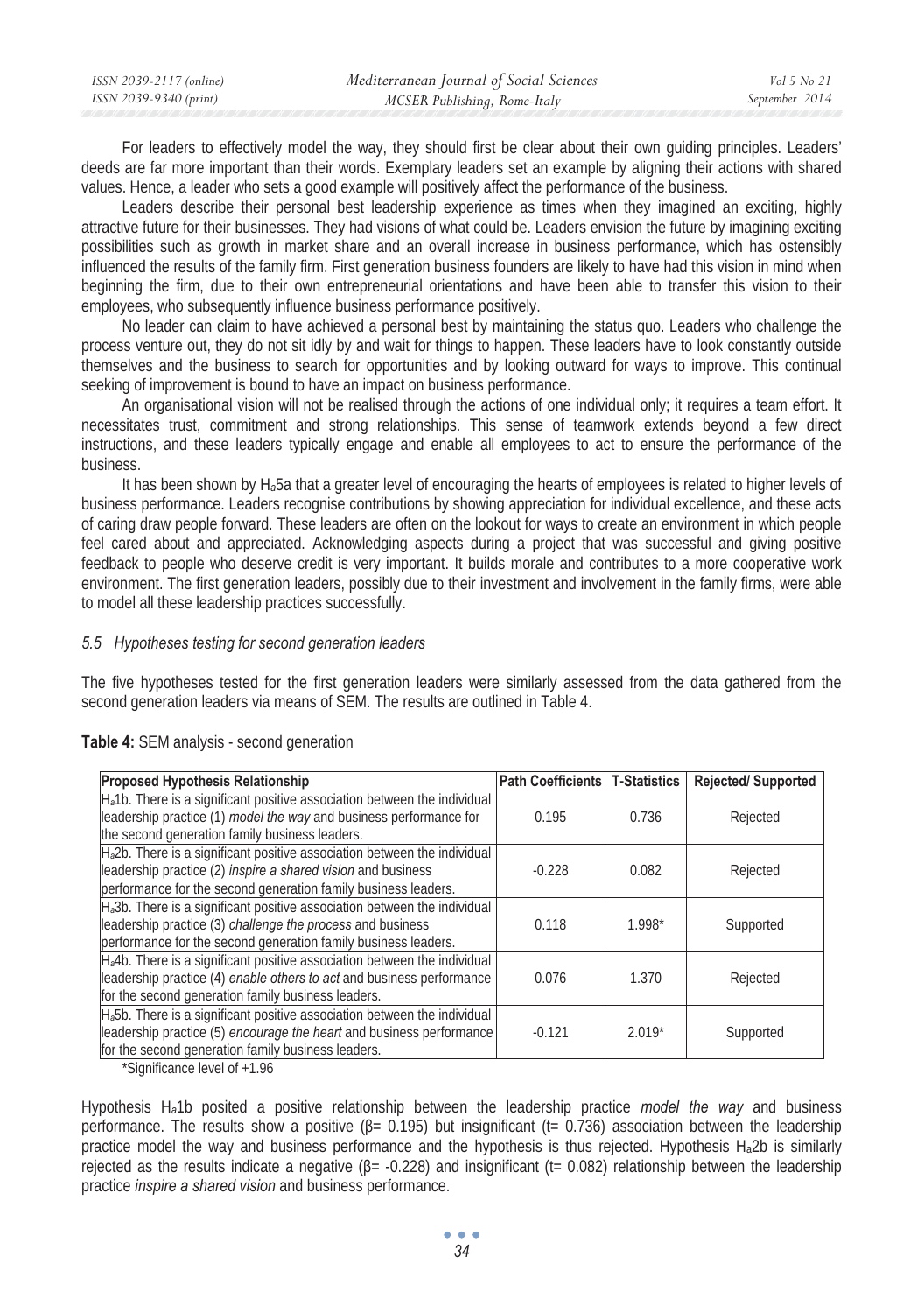For leaders to effectively model the way, they should first be clear about their own guiding principles. Leaders' deeds are far more important than their words. Exemplary leaders set an example by aligning their actions with shared values. Hence, a leader who sets a good example will positively affect the performance of the business.

Leaders describe their personal best leadership experience as times when they imagined an exciting, highly attractive future for their businesses. They had visions of what could be. Leaders envision the future by imagining exciting possibilities such as growth in market share and an overall increase in business performance, which has ostensibly influenced the results of the family firm. First generation business founders are likely to have had this vision in mind when beginning the firm, due to their own entrepreneurial orientations and have been able to transfer this vision to their employees, who subsequently influence business performance positively.

No leader can claim to have achieved a personal best by maintaining the status quo. Leaders who challenge the process venture out, they do not sit idly by and wait for things to happen. These leaders have to look constantly outside themselves and the business to search for opportunities and by looking outward for ways to improve. This continual seeking of improvement is bound to have an impact on business performance.

An organisational vision will not be realised through the actions of one individual only; it requires a team effort. It necessitates trust, commitment and strong relationships. This sense of teamwork extends beyond a few direct instructions, and these leaders typically engage and enable all employees to act to ensure the performance of the business.

It has been shown by $H_a5a$ that a greater level of encouraging the hearts of employees is related to higher levels of business performance. Leaders recognise contributions by showing appreciation for individual excellence, and these acts of caring draw people forward. These leaders are often on the lookout for ways to create an environment in which people feel cared about and appreciated. Acknowledging aspects during a project that was successful and giving positive feedback to people who deserve credit is very important. It builds morale and contributes to a more cooperative work environment. The first generation leaders, possibly due to their investment and involvement in the family firms, were able to model all these leadership practices successfully.

### *5.5 Hypotheses testing for second generation leaders*

The five hypotheses tested for the first generation leaders were similarly assessed from the data gathered from the second generation leaders via means of SEM. The results are outlined in Table 4.

**Table 4:** SEM analysis - second generation

| Proposed Hypothesis Relationship | Path Coefficients | T-Statistics | Rejected/ Supported |
|---|---|---|---|
| $H_a1b$. There is a significant positive association between the individual leadership practice (1) *model the way* and business performance for the second generation family business leaders. | 0.195 | 0.736 | Rejected |
| $H_a2b$. There is a significant positive association between the individual leadership practice (2) *inspire a shared vision* and business performance for the second generation family business leaders. | -0.228 | 0.082 | Rejected |
| $H_a3b$. There is a significant positive association between the individual leadership practice (3) *challenge the process* and business performance for the second generation family business leaders. | 0.118 | 1.998* | Supported |
| $H_a4b$. There is a significant positive association between the individual leadership practice (4) *enable others to act* and business performance for the second generation family business leaders. | 0.076 | 1.370 | Rejected |
| $H_a5b$. There is a significant positive association between the individual leadership practice (5) *encourage the heart* and business performance for the second generation family business leaders. | -0.121 | 2.019* | Supported |

*Significance level of +1.96

Hypothesis $H_a1b$ posited a positive relationship between the leadership practice *model the way* and business performance. The results show a positive ($\beta$= 0.195) but insignificant (t= 0.736) association between the leadership practice model the way and business performance and the hypothesis is thus rejected. Hypothesis $H_a2b$ is similarly rejected as the results indicate a negative ($\beta$= -0.228) and insignificant (t= 0.082) relationship between the leadership practice *inspire a shared vision* and business performance.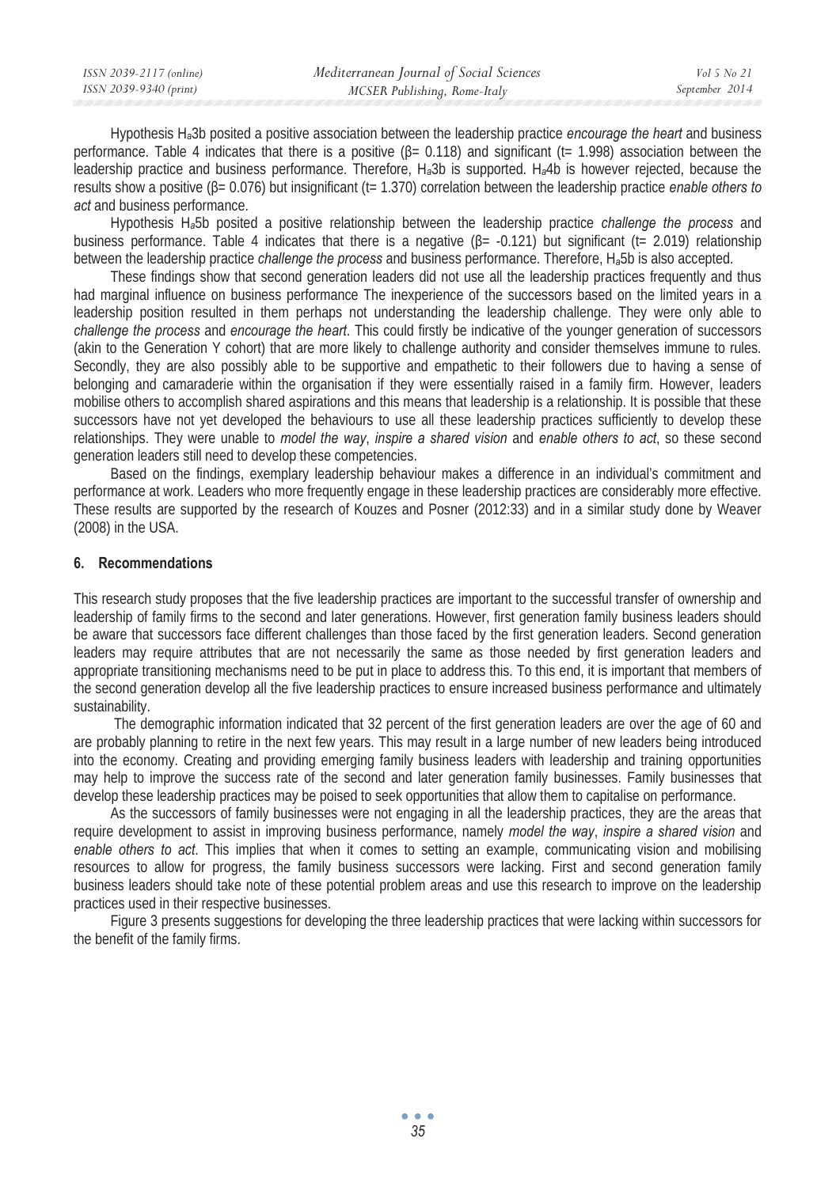Hypothesis $H_a3b$ posited a positive association between the leadership practice *encourage the heart* and business performance. Table 4 indicates that there is a positive (β= 0.118) and significant (t= 1.998) association between the leadership practice and business performance. Therefore, $H_a3b$ is supported. $H_a4b$ is however rejected, because the results show a positive (β= 0.076) but insignificant (t= 1.370) correlation between the leadership practice *enable others to act* and business performance.

Hypothesis $H_a5b$ posited a positive relationship between the leadership practice *challenge the process* and business performance. Table 4 indicates that there is a negative (β= -0.121) but significant (t= 2.019) relationship between the leadership practice *challenge the process* and business performance. Therefore, $H_a5b$ is also accepted.

These findings show that second generation leaders did not use all the leadership practices frequently and thus had marginal influence on business performance The inexperience of the successors based on the limited years in a leadership position resulted in them perhaps not understanding the leadership challenge. They were only able to *challenge the process* and *encourage the heart*. This could firstly be indicative of the younger generation of successors (akin to the Generation Y cohort) that are more likely to challenge authority and consider themselves immune to rules. Secondly, they are also possibly able to be supportive and empathetic to their followers due to having a sense of belonging and camaraderie within the organisation if they were essentially raised in a family firm. However, leaders mobilise others to accomplish shared aspirations and this means that leadership is a relationship. It is possible that these successors have not yet developed the behaviours to use all these leadership practices sufficiently to develop these relationships. They were unable to *model the way*, *inspire a shared vision* and *enable others to act*, so these second generation leaders still need to develop these competencies.

Based on the findings, exemplary leadership behaviour makes a difference in an individual's commitment and performance at work. Leaders who more frequently engage in these leadership practices are considerably more effective. These results are supported by the research of Kouzes and Posner (2012:33) and in a similar study done by Weaver (2008) in the USA.

## 6. Recommendations

This research study proposes that the five leadership practices are important to the successful transfer of ownership and leadership of family firms to the second and later generations. However, first generation family business leaders should be aware that successors face different challenges than those faced by the first generation leaders. Second generation leaders may require attributes that are not necessarily the same as those needed by first generation leaders and appropriate transitioning mechanisms need to be put in place to address this. To this end, it is important that members of the second generation develop all the five leadership practices to ensure increased business performance and ultimately sustainability.

The demographic information indicated that 32 percent of the first generation leaders are over the age of 60 and are probably planning to retire in the next few years. This may result in a large number of new leaders being introduced into the economy. Creating and providing emerging family business leaders with leadership and training opportunities may help to improve the success rate of the second and later generation family businesses. Family businesses that develop these leadership practices may be poised to seek opportunities that allow them to capitalise on performance.

As the successors of family businesses were not engaging in all the leadership practices, they are the areas that require development to assist in improving business performance, namely *model the way*, *inspire a shared vision* and *enable others to act*. This implies that when it comes to setting an example, communicating vision and mobilising resources to allow for progress, the family business successors were lacking. First and second generation family business leaders should take note of these potential problem areas and use this research to improve on the leadership practices used in their respective businesses.

Figure 3 presents suggestions for developing the three leadership practices that were lacking within successors for the benefit of the family firms.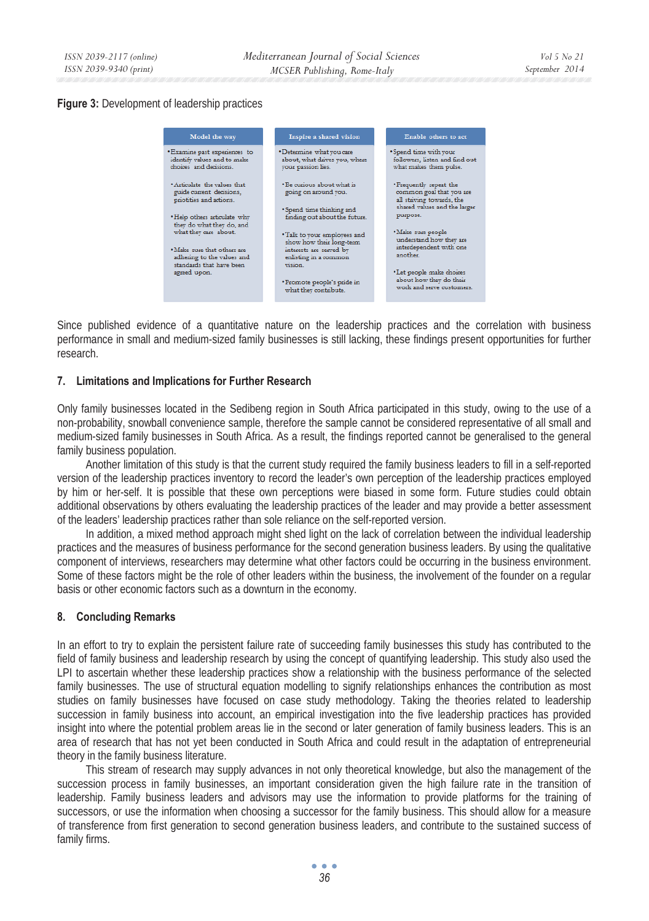**Figure 3:** Development of leadership practices

| Model the way | Inspire a shared vision | Enable others to act |
| --- | --- | --- |
| • Examine past experiences to identify values and to make choices and decisions. | • Determine what you care about, what drives you, where your passion lies. | • Spend time with your followers, listen and find out what makes them pulse. |
| • Articulate the values that guide current decisions, priorities and actions. | • Be curious about what is going on around you. | • Frequently repeat the common goal that you are all striving towards, the shared values and the larger purpose. |
| • Help others articulate why they do what they do, and what they care about. | • Spend time thinking and finding out about the future. | • Make sure people understand how they are interdependent with one another. |
| • Make sure that others are adhering to the values and standards that have been agreed upon. | • Talk to your employees and show how their long-term interests are served by enlisting in a common vision. | • Let people make choices about how they do their work and serve customers. |
| | • Promote people's pride in what they contribute. | |

Since published evidence of a quantitative nature on the leadership practices and the correlation with business performance in small and medium-sized family businesses is still lacking, these findings present opportunities for further research.

## 7. Limitations and Implications for Further Research

Only family businesses located in the Sedibeng region in South Africa participated in this study, owing to the use of a non-probability, snowball convenience sample, therefore the sample cannot be considered representative of all small and medium-sized family businesses in South Africa. As a result, the findings reported cannot be generalised to the general family business population.

Another limitation of this study is that the current study required the family business leaders to fill in a self-reported version of the leadership practices inventory to record the leader's own perception of the leadership practices employed by him or her-self. It is possible that these own perceptions were biased in some form. Future studies could obtain additional observations by others evaluating the leadership practices of the leader and may provide a better assessment of the leaders' leadership practices rather than sole reliance on the self-reported version.

In addition, a mixed method approach might shed light on the lack of correlation between the individual leadership practices and the measures of business performance for the second generation business leaders. By using the qualitative component of interviews, researchers may determine what other factors could be occurring in the business environment. Some of these factors might be the role of other leaders within the business, the involvement of the founder on a regular basis or other economic factors such as a downturn in the economy.

## 8. Concluding Remarks

In an effort to try to explain the persistent failure rate of succeeding family businesses this study has contributed to the field of family business and leadership research by using the concept of quantifying leadership. This study also used the LPI to ascertain whether these leadership practices show a relationship with the business performance of the selected family businesses. The use of structural equation modelling to signify relationships enhances the contribution as most studies on family businesses have focused on case study methodology. Taking the theories related to leadership succession in family business into account, an empirical investigation into the five leadership practices has provided insight into where the potential problem areas lie in the second or later generation of family business leaders. This is an area of research that has not yet been conducted in South Africa and could result in the adaptation of entrepreneurial theory in the family business literature.

This stream of research may supply advances in not only theoretical knowledge, but also the management of the succession process in family businesses, an important consideration given the high failure rate in the transition of leadership. Family business leaders and advisors may use the information to provide platforms for the training of successors, or use the information when choosing a successor for the family business. This should allow for a measure of transference from first generation to second generation business leaders, and contribute to the sustained success of family firms.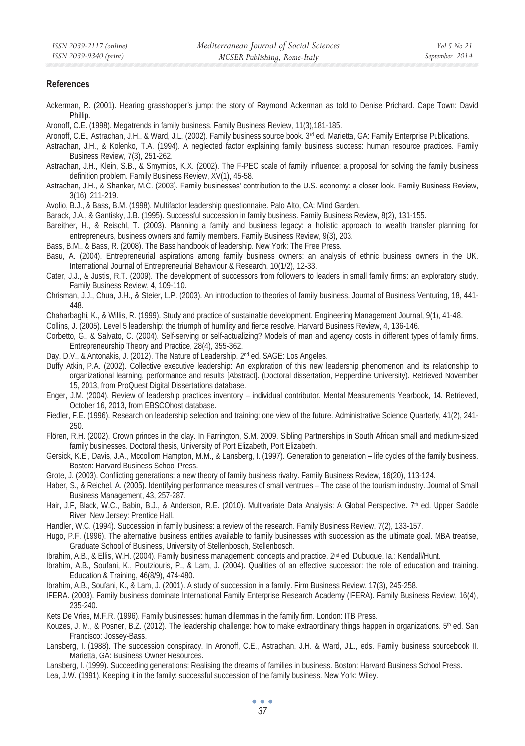## References

Ackerman, R. (2001). Hearing grasshopper's jump: the story of Raymond Ackerman as told to Denise Prichard. Cape Town: David Phillip.

Aronoff, C.E. (1998). Megatrends in family business. Family Business Review, 11(3),181-185.

Aronoff, C.E., Astrachan, J.H., & Ward, J.L. (2002). Family business source book. 3rd ed. Marietta, GA: Family Enterprise Publications.

Astrachan, J.H., & Kolenko, T.A. (1994). A neglected factor explaining family business success: human resource practices. Family Business Review, 7(3), 251-262.

Astrachan, J.H., Klein, S.B., & Smymios, K.X. (2002). The F-PEC scale of family influence: a proposal for solving the family business definition problem. Family Business Review, XV(1), 45-58.

Astrachan, J.H., & Shanker, M.C. (2003). Family businesses' contribution to the U.S. economy: a closer look. Family Business Review, 3(16), 211-219.

Avolio, B.J., & Bass, B.M. (1998). Multifactor leadership questionnaire. Palo Alto, CA: Mind Garden.

Barack, J.A., & Gantisky, J.B. (1995). Successful succession in family business. Family Business Review, 8(2), 131-155.

Bareither, H., & Reischl, T. (2003). Planning a family and business legacy: a holistic approach to wealth transfer planning for entrepreneurs, business owners and family members. Family Business Review, 9(3), 203.

Bass, B.M., & Bass, R. (2008). The Bass handbook of leadership. New York: The Free Press.

Basu, A. (2004). Entrepreneurial aspirations among family business owners: an analysis of ethnic business owners in the UK. International Journal of Entrepreneurial Behaviour & Research, 10(1/2), 12-33.

Cater, J.J., & Justis, R.T. (2009). The development of successors from followers to leaders in small family firms: an exploratory study. Family Business Review, 4, 109-110.

Chrisman, J.J., Chua, J.H., & Steier, L.P. (2003). An introduction to theories of family business. Journal of Business Venturing, 18, 441-448.

Chaharbaghi, K., & Willis, R. (1999). Study and practice of sustainable development. Engineering Management Journal, 9(1), 41-48.

Collins, J. (2005). Level 5 leadership: the triumph of humility and fierce resolve. Harvard Business Review, 4, 136-146.

Corbetto, G., & Salvato, C. (2004). Self-serving or self-actualizing? Models of man and agency costs in different types of family firms. Entrepreneurship Theory and Practice, 28(4), 355-362.

Day, D.V., & Antonakis, J. (2012). The Nature of Leadership. 2nd ed. SAGE: Los Angeles.

Duffy Atkin, P.A. (2002). Collective executive leadership: An exploration of this new leadership phenomenon and its relationship to organizational learning, performance and results [Abstract]. (Doctoral dissertation, Pepperdine University). Retrieved November 15, 2013, from ProQuest Digital Dissertations database.

Enger, J.M. (2004). Review of leadership practices inventory – individual contributor. Mental Measurements Yearbook, 14. Retrieved, October 16, 2013, from EBSCOhost database.

Fiedler, F.E. (1996). Research on leadership selection and training: one view of the future. Administrative Science Quarterly, 41(2), 241-250.

Flören, R.H. (2002). Crown princes in the clay. In Farrington, S.M. 2009. Sibling Partnerships in South African small and medium-sized family businesses. Doctoral thesis, University of Port Elizabeth, Port Elizabeth.

Gersick, K.E., Davis, J.A., Mccollom Hampton, M.M., & Lansberg, I. (1997). Generation to generation – life cycles of the family business. Boston: Harvard Business School Press.

Grote, J. (2003). Conflicting generations: a new theory of family business rivalry. Family Business Review, 16(20), 113-124.

Haber, S., & Reichel, A. (2005). Identifying performance measures of small ventrues – The case of the tourism industry. Journal of Small Business Management, 43, 257-287.

Hair, J.F, Black, W.C., Babin, B.J., & Anderson, R.E. (2010). Multivariate Data Analysis: A Global Perspective. 7th ed. Upper Saddle River, New Jersey: Prentice Hall.

Handler, W.C. (1994). Succession in family business: a review of the research. Family Business Review, 7(2), 133-157.

Hugo, P.F. (1996). The alternative business entities available to family businesses with succession as the ultimate goal. MBA treatise, Graduate School of Business, University of Stellenbosch, Stellenbosch.

Ibrahim, A.B., & Ellis, W.H. (2004). Family business management: concepts and practice. 2nd ed. Dubuque, Ia.: Kendall/Hunt.

Ibrahim, A.B., Soufani, K., Poutziouris, P., & Lam, J. (2004). Qualities of an effective successor: the role of education and training. Education & Training, 46(8/9), 474-480.

Ibrahim, A.B., Soufani, K., & Lam, J. (2001). A study of succession in a family. Firm Business Review. 17(3), 245-258.

IFERA. (2003). Family business dominate International Family Enterprise Research Academy (IFERA). Family Business Review, 16(4), 235-240.

Kets De Vries, M.F.R. (1996). Family businesses: human dilemmas in the family firm. London: ITB Press.

Kouzes, J. M., & Posner, B.Z. (2012). The leadership challenge: how to make extraordinary things happen in organizations. 5th ed. San Francisco: Jossey-Bass.

Lansberg, I. (1988). The succession conspiracy. In Aronoff, C.E., Astrachan, J.H. & Ward, J.L., eds. Family business sourcebook II. Marietta, GA: Business Owner Resources.

Lansberg, I. (1999). Succeeding generations: Realising the dreams of families in business. Boston: Harvard Business School Press.

Lea, J.W. (1991). Keeping it in the family: successful succession of the family business. New York: Wiley.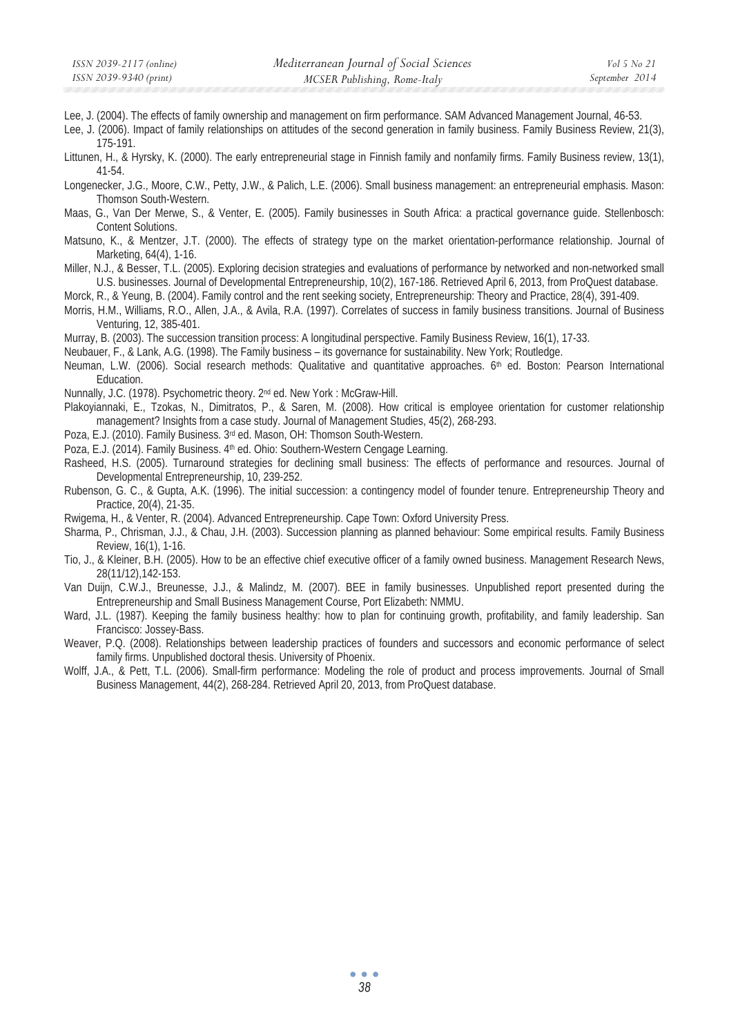Lee, J. (2004). The effects of family ownership and management on firm performance. SAM Advanced Management Journal, 46-53.

Lee, J. (2006). Impact of family relationships on attitudes of the second generation in family business. Family Business Review, 21(3), 175-191.

Littunen, H., & Hyrsky, K. (2000). The early entrepreneurial stage in Finnish family and nonfamily firms. Family Business review, 13(1), 41-54.

Longenecker, J.G., Moore, C.W., Petty, J.W., & Palich, L.E. (2006). Small business management: an entrepreneurial emphasis. Mason: Thomson South-Western.

Maas, G., Van Der Merwe, S., & Venter, E. (2005). Family businesses in South Africa: a practical governance guide. Stellenbosch: Content Solutions.

Matsuno, K., & Mentzer, J.T. (2000). The effects of strategy type on the market orientation-performance relationship. Journal of Marketing, 64(4), 1-16.

Miller, N.J., & Besser, T.L. (2005). Exploring decision strategies and evaluations of performance by networked and non-networked small U.S. businesses. Journal of Developmental Entrepreneurship, 10(2), 167-186. Retrieved April 6, 2013, from ProQuest database.

Morck, R., & Yeung, B. (2004). Family control and the rent seeking society, Entrepreneurship: Theory and Practice, 28(4), 391-409.

Morris, H.M., Williams, R.O., Allen, J.A., & Avila, R.A. (1997). Correlates of success in family business transitions. Journal of Business Venturing, 12, 385-401.

Murray, B. (2003). The succession transition process: A longitudinal perspective. Family Business Review, 16(1), 17-33.

Neubauer, F., & Lank, A.G. (1998). The Family business – its governance for sustainability. New York; Routledge.

Neuman, L.W. (2006). Social research methods: Qualitative and quantitative approaches. 6th ed. Boston: Pearson International Education.

Nunnally, J.C. (1978). Psychometric theory. 2nd ed. New York : McGraw-Hill.

Plakoyiannaki, E., Tzokas, N., Dimitratos, P., & Saren, M. (2008). How critical is employee orientation for customer relationship management? Insights from a case study. Journal of Management Studies, 45(2), 268-293.

Poza, E.J. (2010). Family Business. 3rd ed. Mason, OH: Thomson South-Western.

Poza, E.J. (2014). Family Business. 4th ed. Ohio: Southern-Western Cengage Learning.

Rasheed, H.S. (2005). Turnaround strategies for declining small business: The effects of performance and resources. Journal of Developmental Entrepreneurship, 10, 239-252.

Rubenson, G. C., & Gupta, A.K. (1996). The initial succession: a contingency model of founder tenure. Entrepreneurship Theory and Practice, 20(4), 21-35.

Rwigema, H., & Venter, R. (2004). Advanced Entrepreneurship. Cape Town: Oxford University Press.

Sharma, P., Chrisman, J.J., & Chau, J.H. (2003). Succession planning as planned behaviour: Some empirical results. Family Business Review, 16(1), 1-16.

Tio, J., & Kleiner, B.H. (2005). How to be an effective chief executive officer of a family owned business. Management Research News, 28(11/12),142-153.

Van Duijn, C.W.J., Breunesse, J.J., & Malindz, M. (2007). BEE in family businesses. Unpublished report presented during the Entrepreneurship and Small Business Management Course, Port Elizabeth: NMMU.

Ward, J.L. (1987). Keeping the family business healthy: how to plan for continuing growth, profitability, and family leadership. San Francisco: Jossey-Bass.

Weaver, P.Q. (2008). Relationships between leadership practices of founders and successors and economic performance of select family firms. Unpublished doctoral thesis. University of Phoenix.

Wolff, J.A., & Pett, T.L. (2006). Small-firm performance: Modeling the role of product and process improvements. Journal of Small Business Management, 44(2), 268-284. Retrieved April 20, 2013, from ProQuest database.